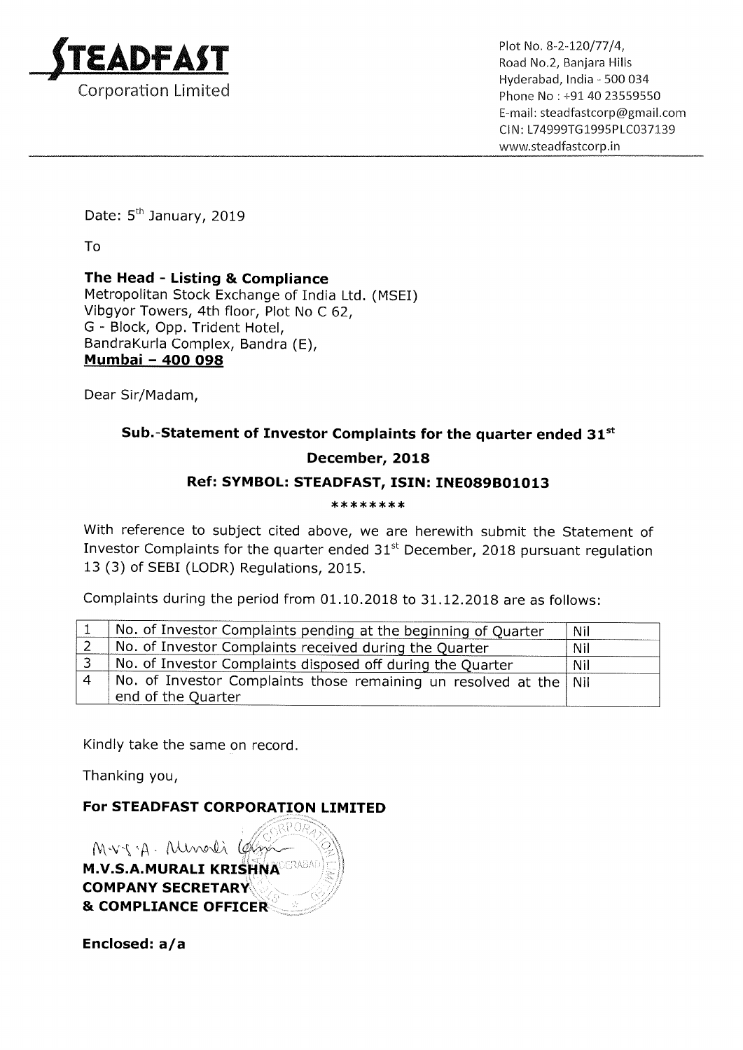**STEADFAST**
Corporation Limited

Plot No. 8-2-120/77/4,
Road No.2, Banjara Hills
Hyderabad, India - 500 034
Phone No : +91 40 23559550
E-mail: steadfastcorp@gmail.com
CIN: L74999TG1995PLC037139
www.steadfastcorp.in

Date: 5th January, 2019

To

**The Head - Listing & Compliance**
Metropolitan Stock Exchange of India Ltd. (MSEI)
Vibgyor Towers, 4th floor, Plot No C 62,
G - Block, Opp. Trident Hotel,
BandraKurla Complex, Bandra (E),
**Mumbai – 400 098**

Dear Sir/Madam,

**Sub.-Statement of Investor Complaints for the quarter ended 31st December, 2018**

**Ref: SYMBOL: STEADFAST, ISIN: INE089B01013**

\*\*\*\*\*\*\*\*

With reference to subject cited above, we are herewith submit the Statement of Investor Complaints for the quarter ended 31st December, 2018 pursuant regulation 13 (3) of SEBI (LODR) Regulations, 2015.

Complaints during the period from 01.10.2018 to 31.12.2018 are as follows:

| | | |
|---|---|---|
| 1 | No. of Investor Complaints pending at the beginning of Quarter | Nil |
| 2 | No. of Investor Complaints received during the Quarter | Nil |
| 3 | No. of Investor Complaints disposed off during the Quarter | Nil |
| 4 | No. of Investor Complaints those remaining un resolved at the end of the Quarter | Nil |

Kindly take the same on record.

Thanking you,

**For STEADFAST CORPORATION LIMITED**

M.V.S.A. Murali Krishna

**M.V.S.A.MURALI KRISHNA**
**COMPANY SECRETARY**
**& COMPLIANCE OFFICER**

**Enclosed: a/a**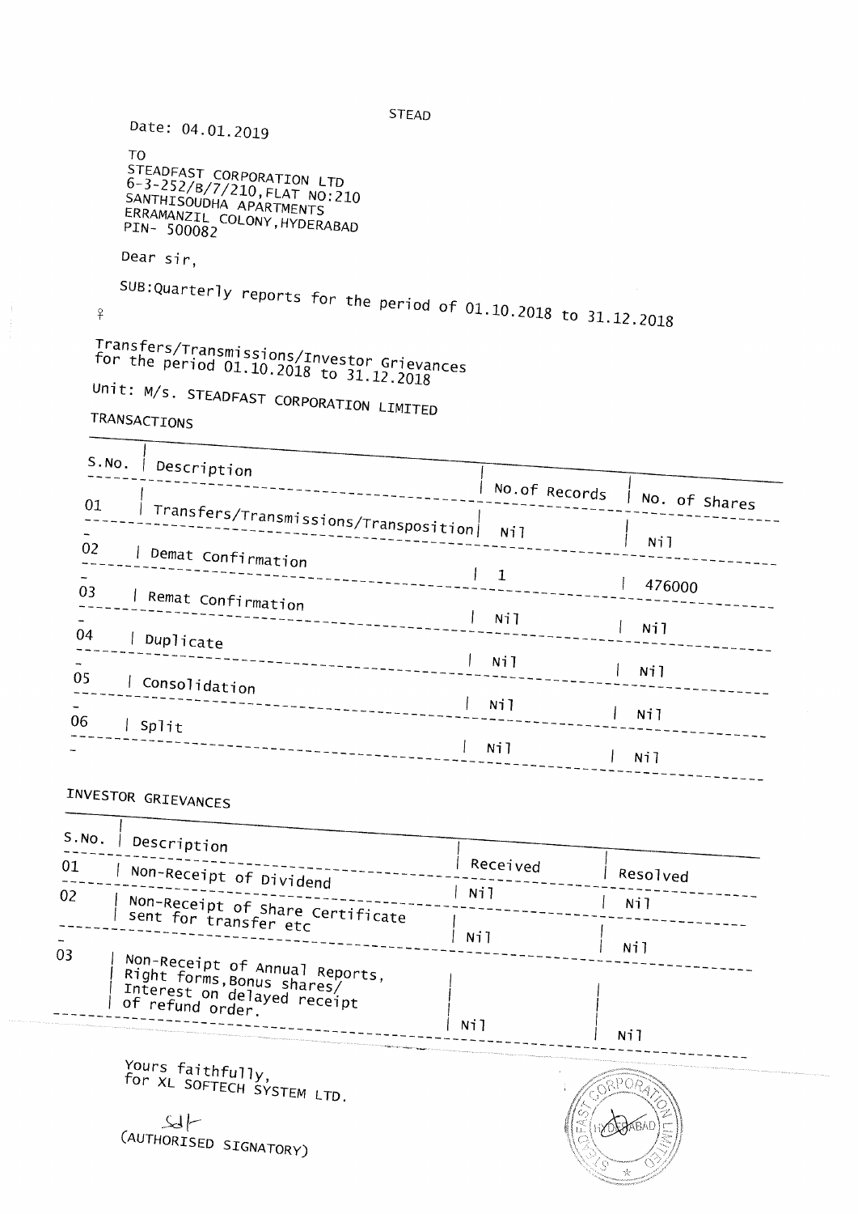STEAD

Date: 04.01.2019

TO
STEADFAST CORPORATION LTD
6-3-252/B/7/210, FLAT NO:210
SANTHISOUDHA APARTMENTS
ERRAMANZIL COLONY, HYDERABAD
PIN- 500082

Dear sir,

SUB: Quarterly reports for the period of 01.10.2018 to 31.12.2018

Transfers/Transmissions/Investor Grievances
for the period 01.10.2018 to 31.12.2018

Unit: M/s. STEADFAST CORPORATION LIMITED

TRANSACTIONS

| S.No. | Description | No.of Records | No. of Shares |
|---|---|---|---|
| 01 | Transfers/Transmissions/Transposition | Nil | Nil |
| 02 | Demat Confirmation | 1 | 476000 |
| 03 | Remat Confirmation | Nil | Nil |
| 04 | Duplicate | Nil | Nil |
| 05 | Consolidation | Nil | Nil |
| 06 | Split | Nil | Nil |

INVESTOR GRIEVANCES

| S.No. | Description | Received | Resolved |
|---|---|---|---|
| 01 | Non-Receipt of Dividend | Nil | Nil |
| 02 | Non-Receipt of Share Certificate sent for transfer etc | Nil | Nil |
| 03 | Non-Receipt of Annual Reports, Right forms, Bonus shares/ Interest on delayed receipt of refund order. | Nil | Nil |

Yours faithfully,
for XL SOFTECH SYSTEM LTD.

Sd/-
(AUTHORISED SIGNATORY)

STEADFAST CORPORATION LIMITED
HYDERABAD